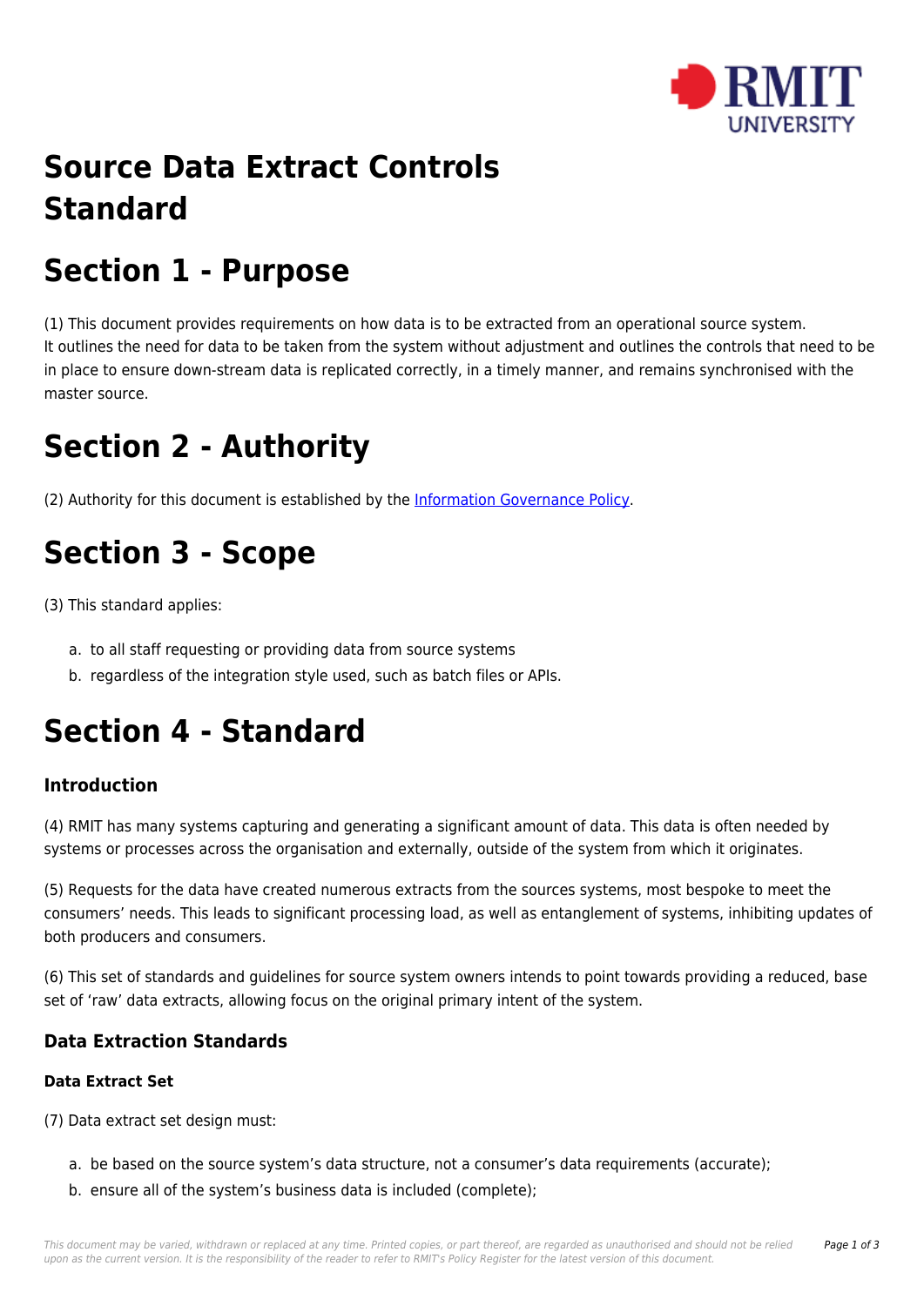# Source Data Extract Controls Standard

# Section 1 - Purpose

(1) This document provides requirements on how data is to be extracted from an operational source system. It outlines the need for data to be taken from the system without adjustment and outlines the controls that need to be in place to ensure down-stream data is replicated correctly, in a timely manner, and remains synchronised with the master source.

# Section 2 - Authority

(2) Authority for this document is established by the [Information Governance Policy](#).

# Section 3 - Scope

(3) This standard applies:

a. to all staff requesting or providing data from source systems
b. regardless of the integration style used, such as batch files or APIs.

# Section 4 - Standard

### Introduction

(4) RMIT has many systems capturing and generating a significant amount of data. This data is often needed by systems or processes across the organisation and externally, outside of the system from which it originates.

(5) Requests for the data have created numerous extracts from the sources systems, most bespoke to meet the consumers' needs. This leads to significant processing load, as well as entanglement of systems, inhibiting updates of both producers and consumers.

(6) This set of standards and guidelines for source system owners intends to point towards providing a reduced, base set of 'raw' data extracts, allowing focus on the original primary intent of the system.

### Data Extraction Standards

#### Data Extract Set

(7) Data extract set design must:

a. be based on the source system's data structure, not a consumer's data requirements (accurate);
b. ensure all of the system's business data is included (complete);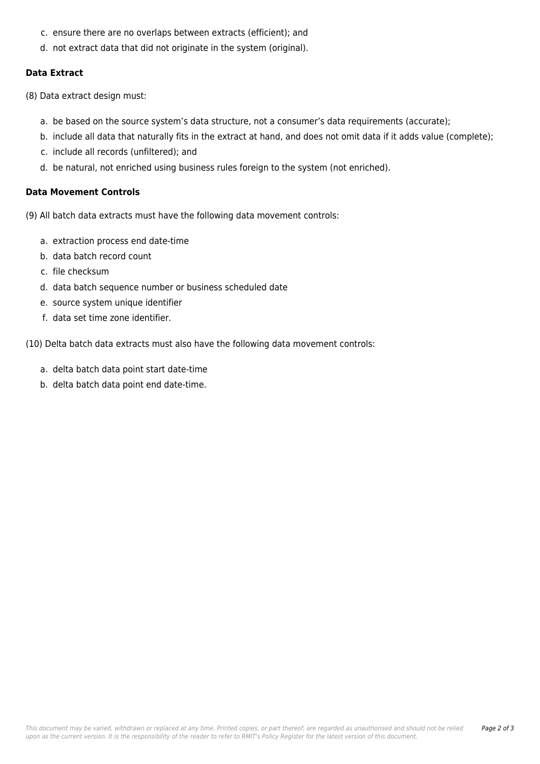c. ensure there are no overlaps between extracts (efficient); and
d. not extract data that did not originate in the system (original).

**Data Extract**

(8) Data extract design must:

a. be based on the source system's data structure, not a consumer's data requirements (accurate);
b. include all data that naturally fits in the extract at hand, and does not omit data if it adds value (complete);
c. include all records (unfiltered); and
d. be natural, not enriched using business rules foreign to the system (not enriched).

**Data Movement Controls**

(9) All batch data extracts must have the following data movement controls:

a. extraction process end date-time
b. data batch record count
c. file checksum
d. data batch sequence number or business scheduled date
e. source system unique identifier
f. data set time zone identifier.

(10) Delta batch data extracts must also have the following data movement controls:

a. delta batch data point start date-time
b. delta batch data point end date-time.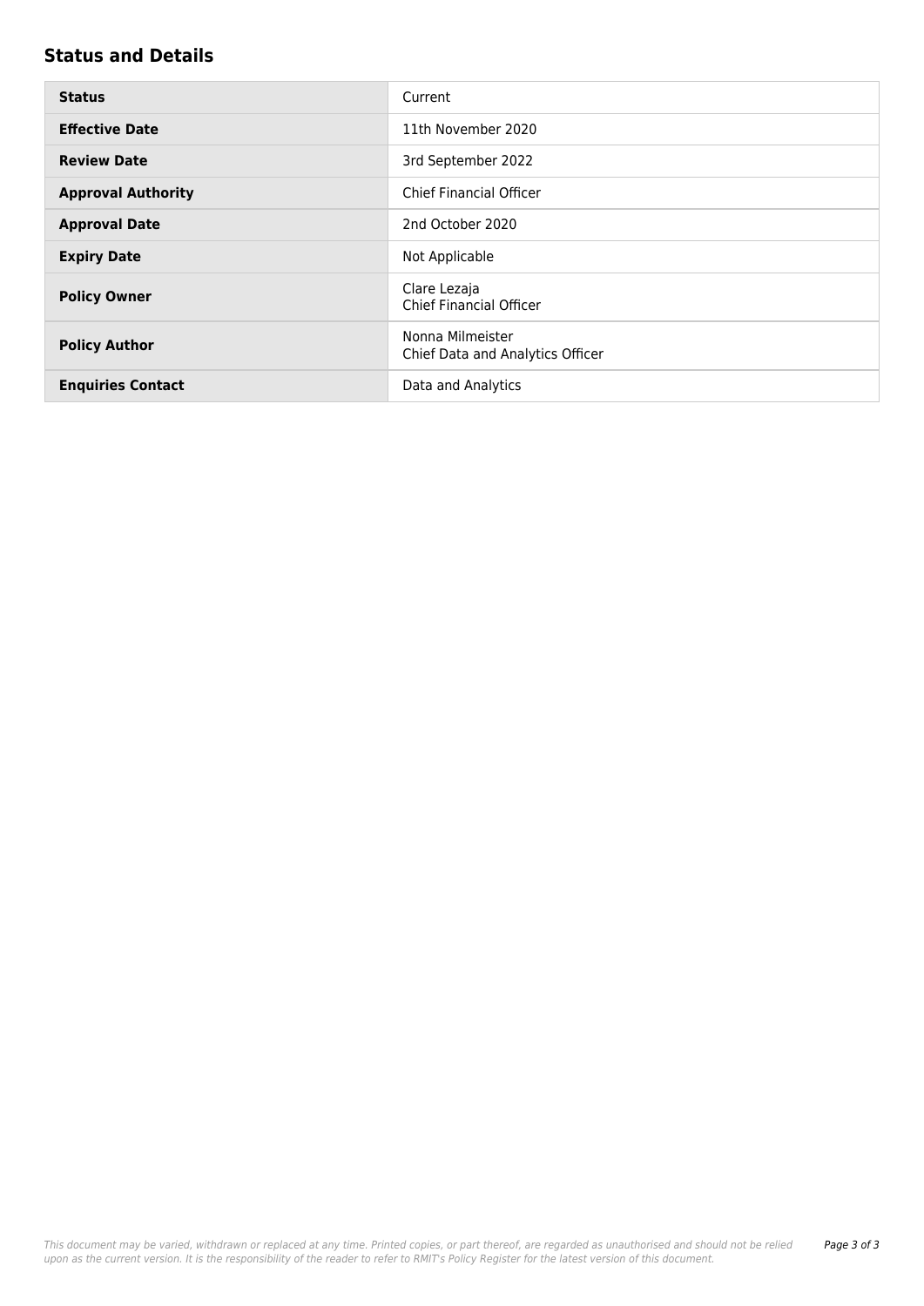## Status and Details

| | |
|---|---|
| **Status** | Current |
| **Effective Date** | 11th November 2020 |
| **Review Date** | 3rd September 2022 |
| **Approval Authority** | Chief Financial Officer |
| **Approval Date** | 2nd October 2020 |
| **Expiry Date** | Not Applicable |
| **Policy Owner** | Clare Lezaja<br>Chief Financial Officer |
| **Policy Author** | Nonna Milmeister<br>Chief Data and Analytics Officer |
| **Enquiries Contact** | Data and Analytics |